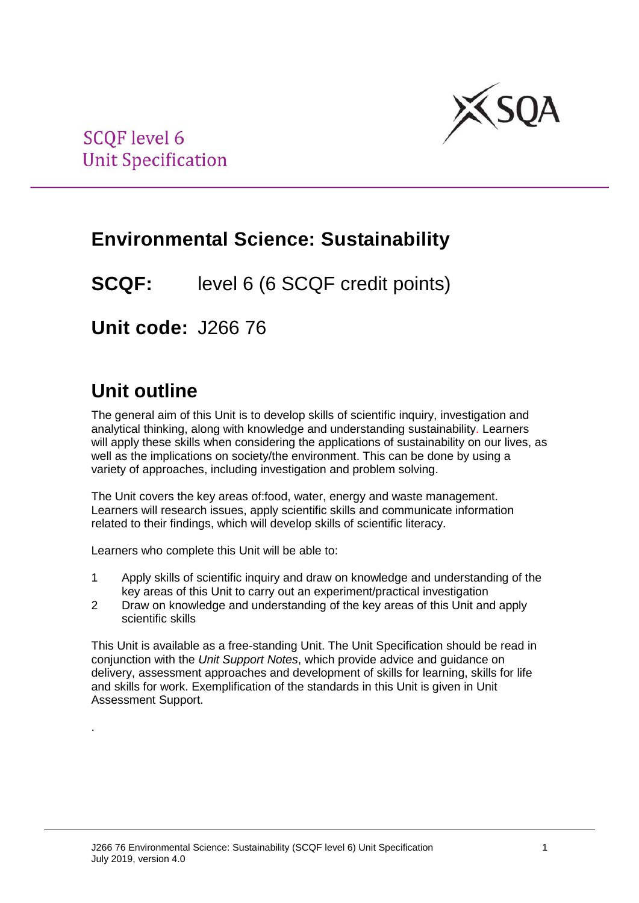SCQF level 6
Unit Specification

# Environmental Science: Sustainability

**SCQF:** level 6 (6 SCQF credit points)

**Unit code:** J266 76

## Unit outline

The general aim of this Unit is to develop skills of scientific inquiry, investigation and analytical thinking, along with knowledge and understanding sustainability. Learners will apply these skills when considering the applications of sustainability on our lives, as well as the implications on society/the environment. This can be done by using a variety of approaches, including investigation and problem solving.

The Unit covers the key areas of:food, water, energy and waste management. Learners will research issues, apply scientific skills and communicate information related to their findings, which will develop skills of scientific literacy.

Learners who complete this Unit will be able to:

1. Apply skills of scientific inquiry and draw on knowledge and understanding of the key areas of this Unit to carry out an experiment/practical investigation
2. Draw on knowledge and understanding of the key areas of this Unit and apply scientific skills

This Unit is available as a free-standing Unit. The Unit Specification should be read in conjunction with the *Unit Support Notes*, which provide advice and guidance on delivery, assessment approaches and development of skills for learning, skills for life and skills for work. Exemplification of the standards in this Unit is given in Unit Assessment Support.

.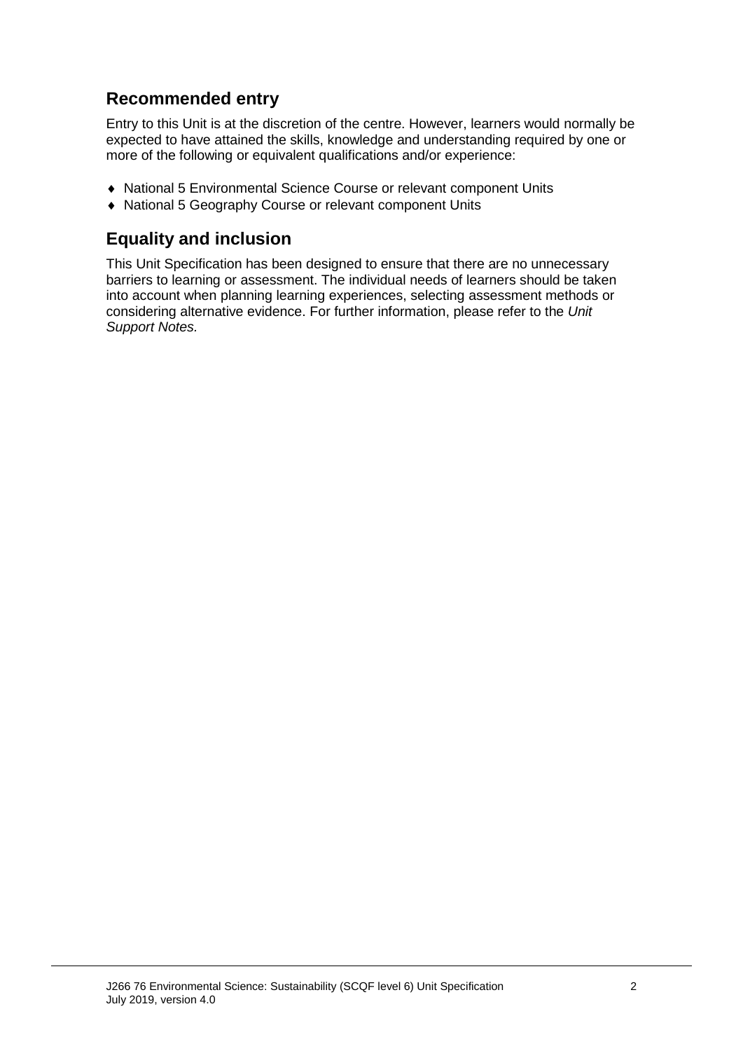## Recommended entry

Entry to this Unit is at the discretion of the centre. However, learners would normally be expected to have attained the skills, knowledge and understanding required by one or more of the following or equivalent qualifications and/or experience:

- National 5 Environmental Science Course or relevant component Units
- National 5 Geography Course or relevant component Units

## Equality and inclusion

This Unit Specification has been designed to ensure that there are no unnecessary barriers to learning or assessment. The individual needs of learners should be taken into account when planning learning experiences, selecting assessment methods or considering alternative evidence. For further information, please refer to the *Unit Support Notes.*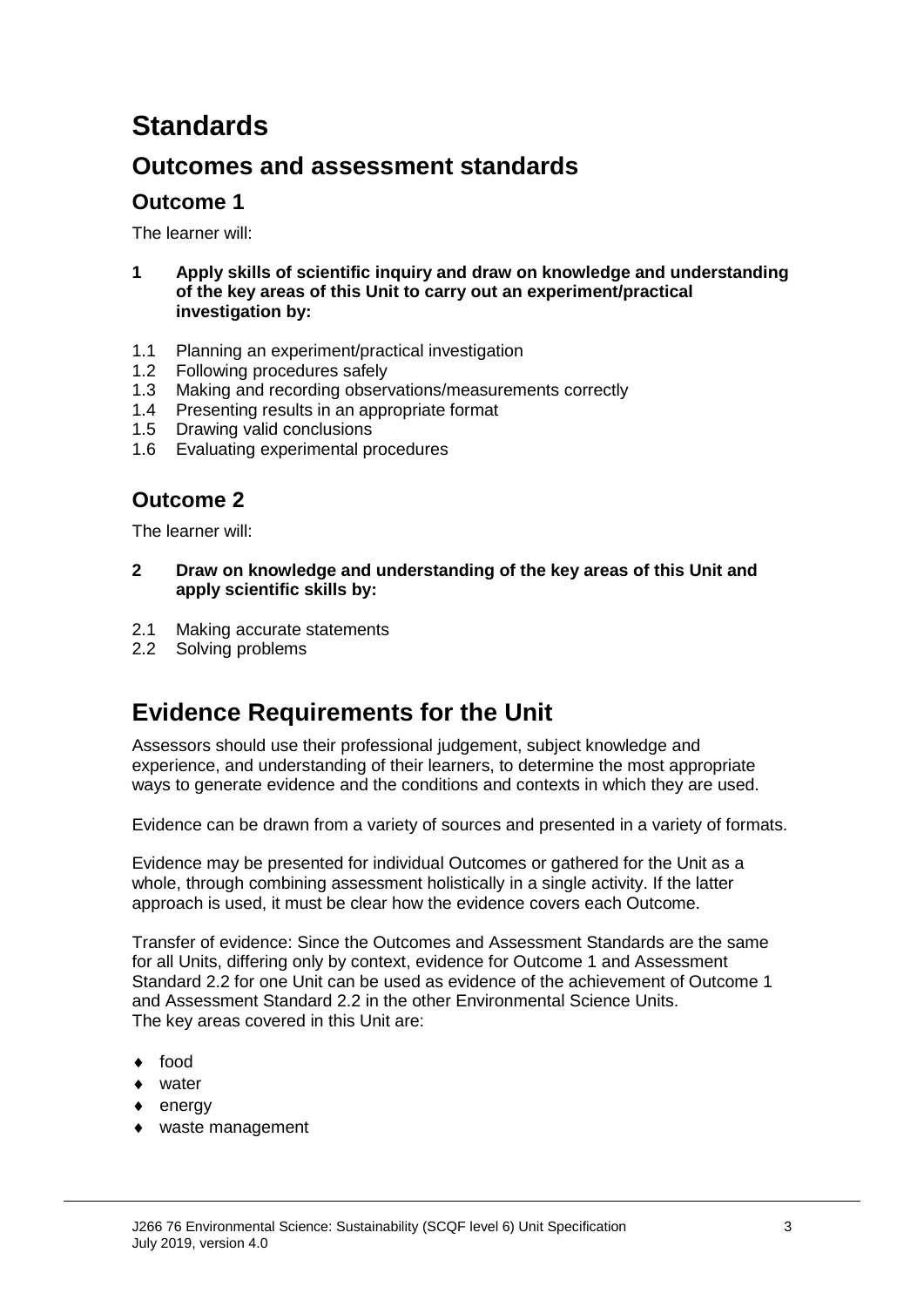# Standards

## Outcomes and assessment standards

### Outcome 1

The learner will:

**1 Apply skills of scientific inquiry and draw on knowledge and understanding of the key areas of this Unit to carry out an experiment/practical investigation by:**

1.1 Planning an experiment/practical investigation
1.2 Following procedures safely
1.3 Making and recording observations/measurements correctly
1.4 Presenting results in an appropriate format
1.5 Drawing valid conclusions
1.6 Evaluating experimental procedures

### Outcome 2

The learner will:

**2 Draw on knowledge and understanding of the key areas of this Unit and apply scientific skills by:**

2.1 Making accurate statements
2.2 Solving problems

# Evidence Requirements for the Unit

Assessors should use their professional judgement, subject knowledge and experience, and understanding of their learners, to determine the most appropriate ways to generate evidence and the conditions and contexts in which they are used.

Evidence can be drawn from a variety of sources and presented in a variety of formats.

Evidence may be presented for individual Outcomes or gathered for the Unit as a whole, through combining assessment holistically in a single activity. If the latter approach is used, it must be clear how the evidence covers each Outcome.

Transfer of evidence: Since the Outcomes and Assessment Standards are the same for all Units, differing only by context, evidence for Outcome 1 and Assessment Standard 2.2 for one Unit can be used as evidence of the achievement of Outcome 1 and Assessment Standard 2.2 in the other Environmental Science Units.
The key areas covered in this Unit are:

- food
- water
- energy
- waste management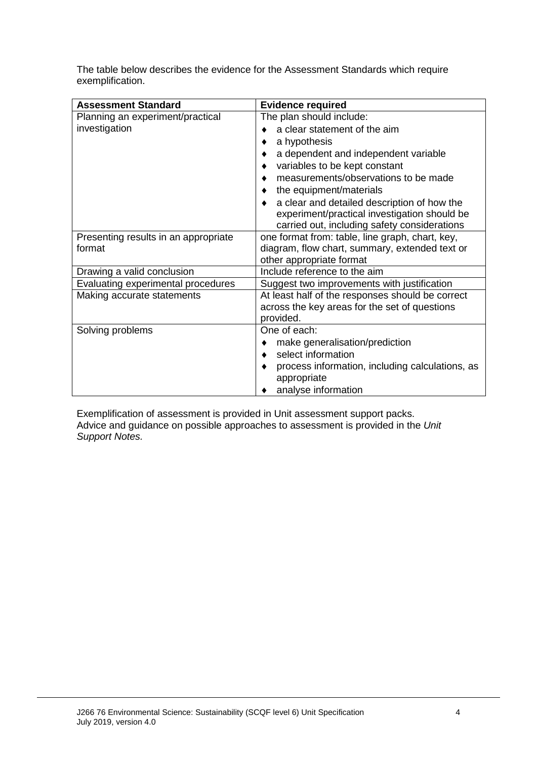The table below describes the evidence for the Assessment Standards which require exemplification.

| Assessment Standard | Evidence required |
| --- | --- |
| Planning an experiment/practical investigation | The plan should include:<br>♦ a clear statement of the aim<br>♦ a hypothesis<br>♦ a dependent and independent variable<br>♦ variables to be kept constant<br>♦ measurements/observations to be made<br>♦ the equipment/materials<br>♦ a clear and detailed description of how the experiment/practical investigation should be carried out, including safety considerations |
| Presenting results in an appropriate format | one format from: table, line graph, chart, key, diagram, flow chart, summary, extended text or other appropriate format |
| Drawing a valid conclusion | Include reference to the aim |
| Evaluating experimental procedures | Suggest two improvements with justification |
| Making accurate statements | At least half of the responses should be correct across the key areas for the set of questions provided. |
| Solving problems | One of each:<br>♦ make generalisation/prediction<br>♦ select information<br>♦ process information, including calculations, as appropriate<br>♦ analyse information |

Exemplification of assessment is provided in Unit assessment support packs.
Advice and guidance on possible approaches to assessment is provided in the *Unit Support Notes.*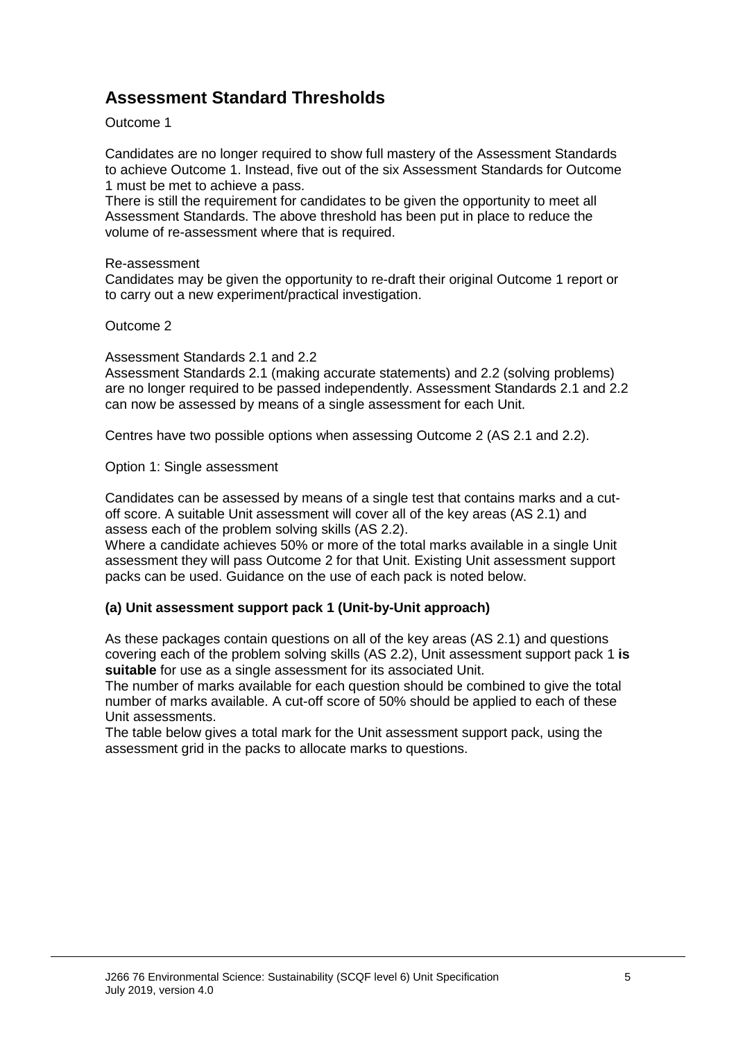## Assessment Standard Thresholds

Outcome 1

Candidates are no longer required to show full mastery of the Assessment Standards to achieve Outcome 1. Instead, five out of the six Assessment Standards for Outcome 1 must be met to achieve a pass.

There is still the requirement for candidates to be given the opportunity to meet all Assessment Standards. The above threshold has been put in place to reduce the volume of re-assessment where that is required.

Re-assessment

Candidates may be given the opportunity to re-draft their original Outcome 1 report or to carry out a new experiment/practical investigation.

Outcome 2

Assessment Standards 2.1 and 2.2

Assessment Standards 2.1 (making accurate statements) and 2.2 (solving problems) are no longer required to be passed independently. Assessment Standards 2.1 and 2.2 can now be assessed by means of a single assessment for each Unit.

Centres have two possible options when assessing Outcome 2 (AS 2.1 and 2.2).

Option 1: Single assessment

Candidates can be assessed by means of a single test that contains marks and a cut-off score. A suitable Unit assessment will cover all of the key areas (AS 2.1) and assess each of the problem solving skills (AS 2.2).

Where a candidate achieves 50% or more of the total marks available in a single Unit assessment they will pass Outcome 2 for that Unit. Existing Unit assessment support packs can be used. Guidance on the use of each pack is noted below.

**(a) Unit assessment support pack 1 (Unit-by-Unit approach)**

As these packages contain questions on all of the key areas (AS 2.1) and questions covering each of the problem solving skills (AS 2.2), Unit assessment support pack 1 **is suitable** for use as a single assessment for its associated Unit.

The number of marks available for each question should be combined to give the total number of marks available. A cut-off score of 50% should be applied to each of these Unit assessments.

The table below gives a total mark for the Unit assessment support pack, using the assessment grid in the packs to allocate marks to questions.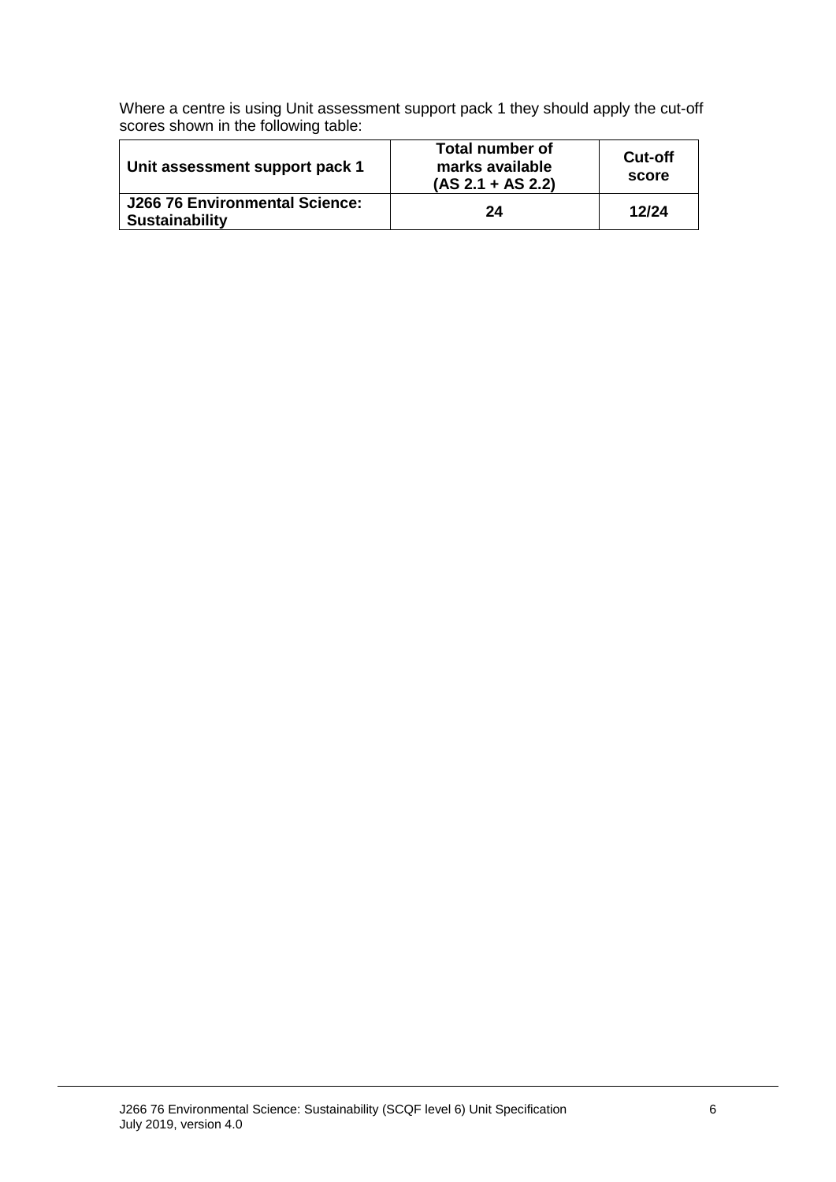Where a centre is using Unit assessment support pack 1 they should apply the cut-off scores shown in the following table:

| Unit assessment support pack 1 | Total number of marks available (AS 2.1 + AS 2.2) | Cut-off score |
| --- | --- | --- |
| **J266 76 Environmental Science: Sustainability** | **24** | **12/24** |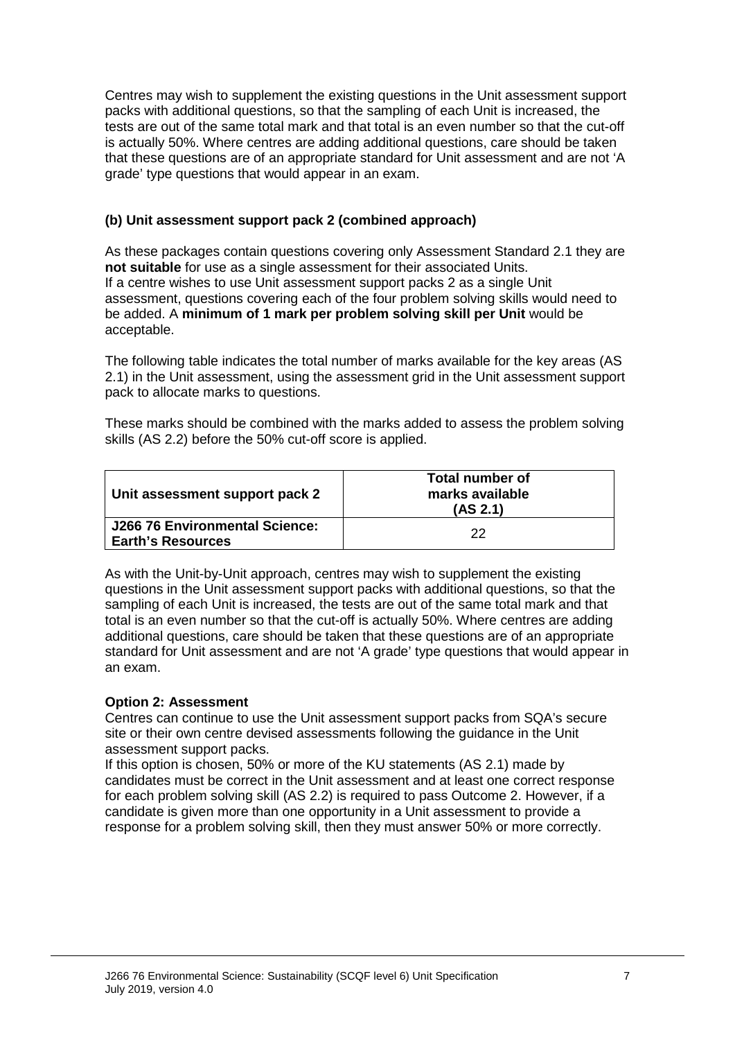Centres may wish to supplement the existing questions in the Unit assessment support packs with additional questions, so that the sampling of each Unit is increased, the tests are out of the same total mark and that total is an even number so that the cut-off is actually 50%. Where centres are adding additional questions, care should be taken that these questions are of an appropriate standard for Unit assessment and are not 'A grade' type questions that would appear in an exam.

**(b) Unit assessment support pack 2 (combined approach)**

As these packages contain questions covering only Assessment Standard 2.1 they are **not suitable** for use as a single assessment for their associated Units. If a centre wishes to use Unit assessment support packs 2 as a single Unit assessment, questions covering each of the four problem solving skills would need to be added. A **minimum of 1 mark per problem solving skill per Unit** would be acceptable.

The following table indicates the total number of marks available for the key areas (AS 2.1) in the Unit assessment, using the assessment grid in the Unit assessment support pack to allocate marks to questions.

These marks should be combined with the marks added to assess the problem solving skills (AS 2.2) before the 50% cut-off score is applied.

| Unit assessment support pack 2 | Total number of marks available (AS 2.1) |
|---|---|
| **J266 76 Environmental Science: Earth's Resources** | 22 |

As with the Unit-by-Unit approach, centres may wish to supplement the existing questions in the Unit assessment support packs with additional questions, so that the sampling of each Unit is increased, the tests are out of the same total mark and that total is an even number so that the cut-off is actually 50%. Where centres are adding additional questions, care should be taken that these questions are of an appropriate standard for Unit assessment and are not 'A grade' type questions that would appear in an exam.

**Option 2: Assessment**

Centres can continue to use the Unit assessment support packs from SQA's secure site or their own centre devised assessments following the guidance in the Unit assessment support packs.

If this option is chosen, 50% or more of the KU statements (AS 2.1) made by candidates must be correct in the Unit assessment and at least one correct response for each problem solving skill (AS 2.2) is required to pass Outcome 2. However, if a candidate is given more than one opportunity in a Unit assessment to provide a response for a problem solving skill, then they must answer 50% or more correctly.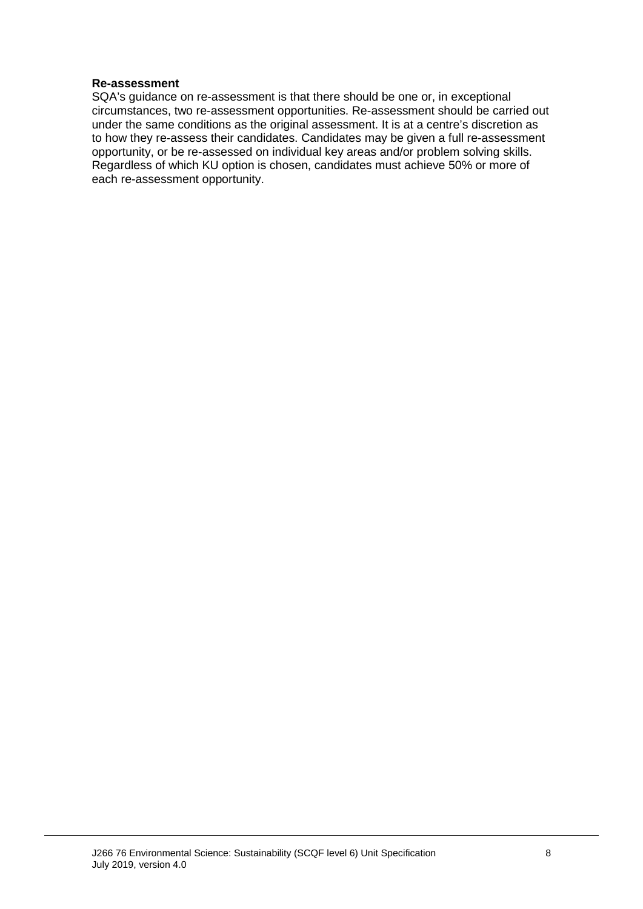**Re-assessment**

SQA's guidance on re-assessment is that there should be one or, in exceptional circumstances, two re-assessment opportunities. Re-assessment should be carried out under the same conditions as the original assessment. It is at a centre's discretion as to how they re-assess their candidates. Candidates may be given a full re-assessment opportunity, or be re-assessed on individual key areas and/or problem solving skills. Regardless of which KU option is chosen, candidates must achieve 50% or more of each re-assessment opportunity.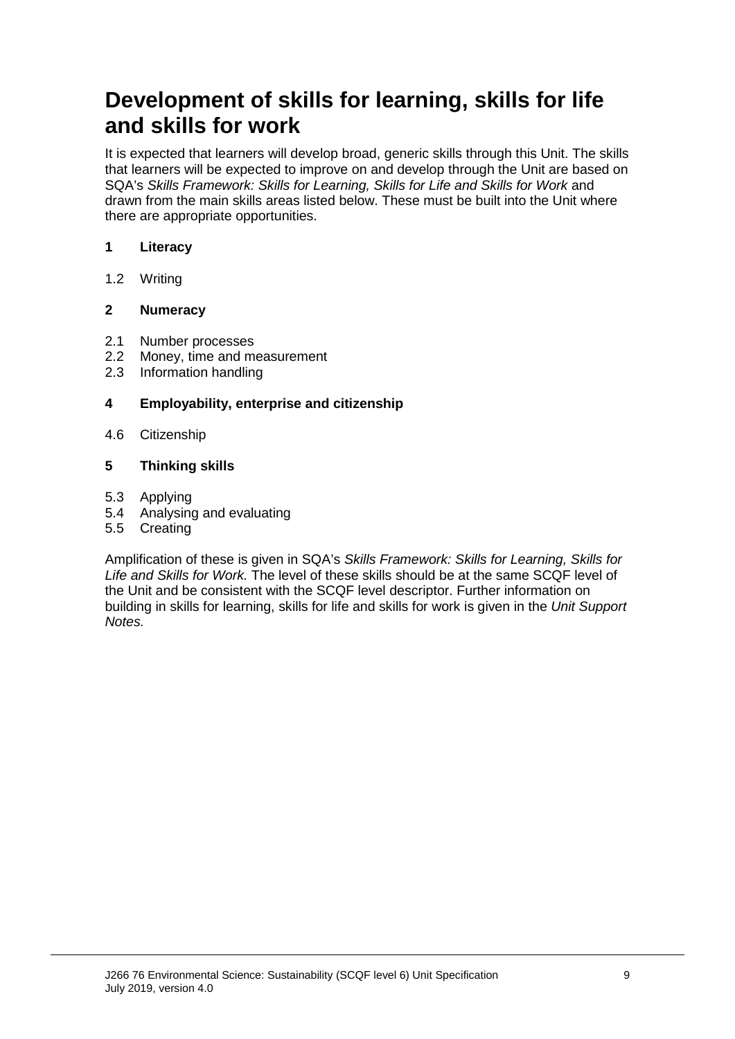# Development of skills for learning, skills for life and skills for work

It is expected that learners will develop broad, generic skills through this Unit. The skills that learners will be expected to improve on and develop through the Unit are based on SQA's *Skills Framework: Skills for Learning, Skills for Life and Skills for Work* and drawn from the main skills areas listed below. These must be built into the Unit where there are appropriate opportunities.

**1 Literacy**

1.2 Writing

**2 Numeracy**

2.1 Number processes
2.2 Money, time and measurement
2.3 Information handling

**4 Employability, enterprise and citizenship**

4.6 Citizenship

**5 Thinking skills**

5.3 Applying
5.4 Analysing and evaluating
5.5 Creating

Amplification of these is given in SQA's *Skills Framework: Skills for Learning, Skills for Life and Skills for Work.* The level of these skills should be at the same SCQF level of the Unit and be consistent with the SCQF level descriptor. Further information on building in skills for learning, skills for life and skills for work is given in the *Unit Support Notes.*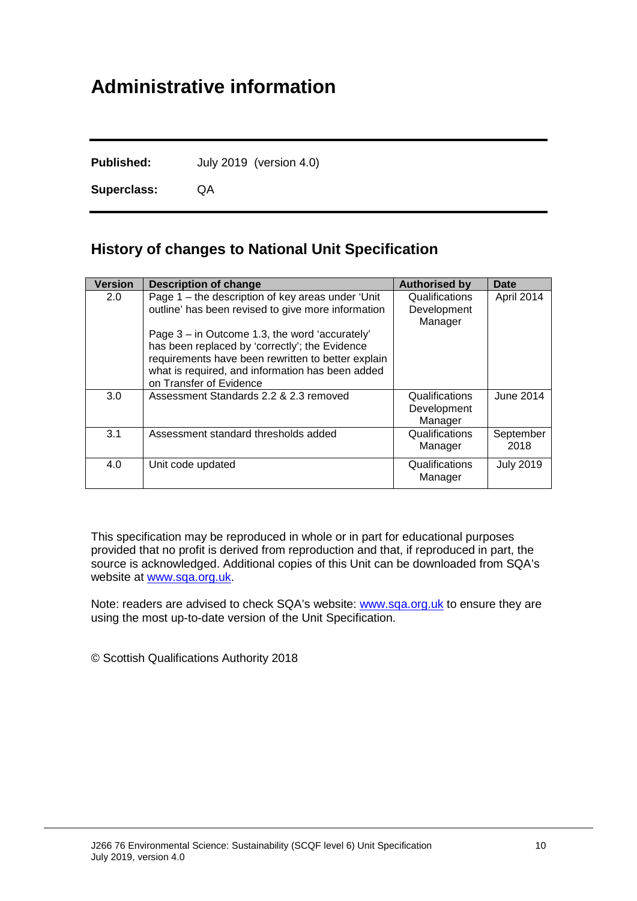# Administrative information

**Published:** July 2019 (version 4.0)

**Superclass:** QA

## History of changes to National Unit Specification

| Version | Description of change | Authorised by | Date |
|---|---|---|---|
| 2.0 | Page 1 – the description of key areas under 'Unit outline' has been revised to give more information<br><br>Page 3 – in Outcome 1.3, the word 'accurately' has been replaced by 'correctly'; the Evidence requirements have been rewritten to better explain what is required, and information has been added on Transfer of Evidence | Qualifications Development Manager | April 2014 |
| 3.0 | Assessment Standards 2.2 & 2.3 removed | Qualifications Development Manager | June 2014 |
| 3.1 | Assessment standard thresholds added | Qualifications Manager | September 2018 |
| 4.0 | Unit code updated | Qualifications Manager | July 2019 |

This specification may be reproduced in whole or in part for educational purposes provided that no profit is derived from reproduction and that, if reproduced in part, the source is acknowledged. Additional copies of this Unit can be downloaded from SQA's website at www.sqa.org.uk.

Note: readers are advised to check SQA's website: www.sqa.org.uk to ensure they are using the most up-to-date version of the Unit Specification.

© Scottish Qualifications Authority 2018